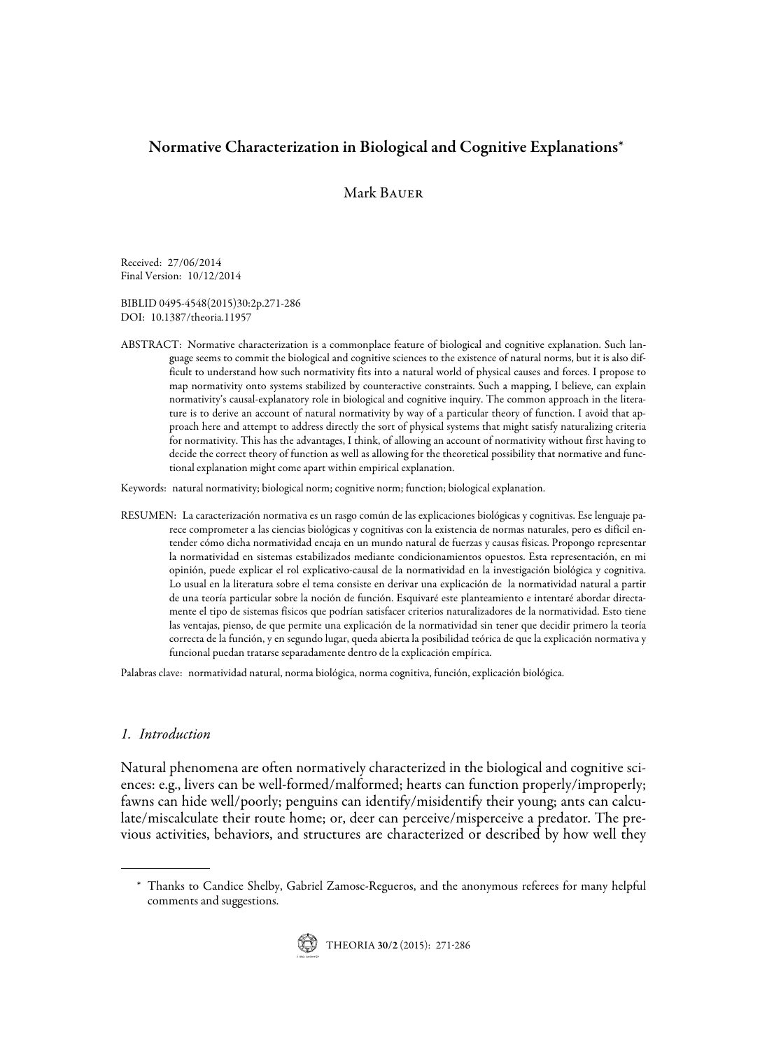# Normative Characterization in Biological and Cognitive Explanations*

Mark Bauer

Received: 27/06/2014
Final Version: 10/12/2014

BIBLID 0495-4548(2015)30:2p.271-286
DOI: 10.1387/theoria.11957

ABSTRACT: Normative characterization is a commonplace feature of biological and cognitive explanation. Such language seems to commit the biological and cognitive sciences to the existence of natural norms, but it is also difficult to understand how such normativity fits into a natural world of physical causes and forces. I propose to map normativity onto systems stabilized by counteractive constraints. Such a mapping, I believe, can explain normativity's causal-explanatory role in biological and cognitive inquiry. The common approach in the literature is to derive an account of natural normativity by way of a particular theory of function. I avoid that approach here and attempt to address directly the sort of physical systems that might satisfy naturalizing criteria for normativity. This has the advantages, I think, of allowing an account of normativity without first having to decide the correct theory of function as well as allowing for the theoretical possibility that normative and functional explanation might come apart within empirical explanation.

Keywords: natural normativity; biological norm; cognitive norm; function; biological explanation.

RESUMEN: La caracterización normativa es un rasgo común de las explicaciones biológicas y cognitivas. Ese lenguaje parece comprometer a las ciencias biológicas y cognitivas con la existencia de normas naturales, pero es difícil entender cómo dicha normatividad encaja en un mundo natural de fuerzas y causas físicas. Propongo representar la normatividad en sistemas estabilizados mediante condicionamientos opuestos. Esta representación, en mi opinión, puede explicar el rol explicativo-causal de la normatividad en la investigación biológica y cognitiva. Lo usual en la literatura sobre el tema consiste en derivar una explicación de la normatividad natural a partir de una teoría particular sobre la noción de función. Esquivaré este planteamiento e intentaré abordar directamente el tipo de sistemas físicos que podrían satisfacer criterios naturalizadores de la normatividad. Esto tiene las ventajas, pienso, de que permite una explicación de la normatividad sin tener que decidir primero la teoría correcta de la función, y en segundo lugar, queda abierta la posibilidad teórica de que la explicación normativa y funcional puedan tratarse separadamente dentro de la explicación empírica.

Palabras clave: normatividad natural, norma biológica, norma cognitiva, función, explicación biológica.

## 1. Introduction

Natural phenomena are often normatively characterized in the biological and cognitive sciences: e.g., livers can be well-formed/malformed; hearts can function properly/improperly; fawns can hide well/poorly; penguins can identify/misidentify their young; ants can calculate/miscalculate their route home; or, deer can perceive/misperceive a predator. The previous activities, behaviors, and structures are characterized or described by how well they

* Thanks to Candice Shelby, Gabriel Zamosc-Regueros, and the anonymous referees for many helpful comments and suggestions.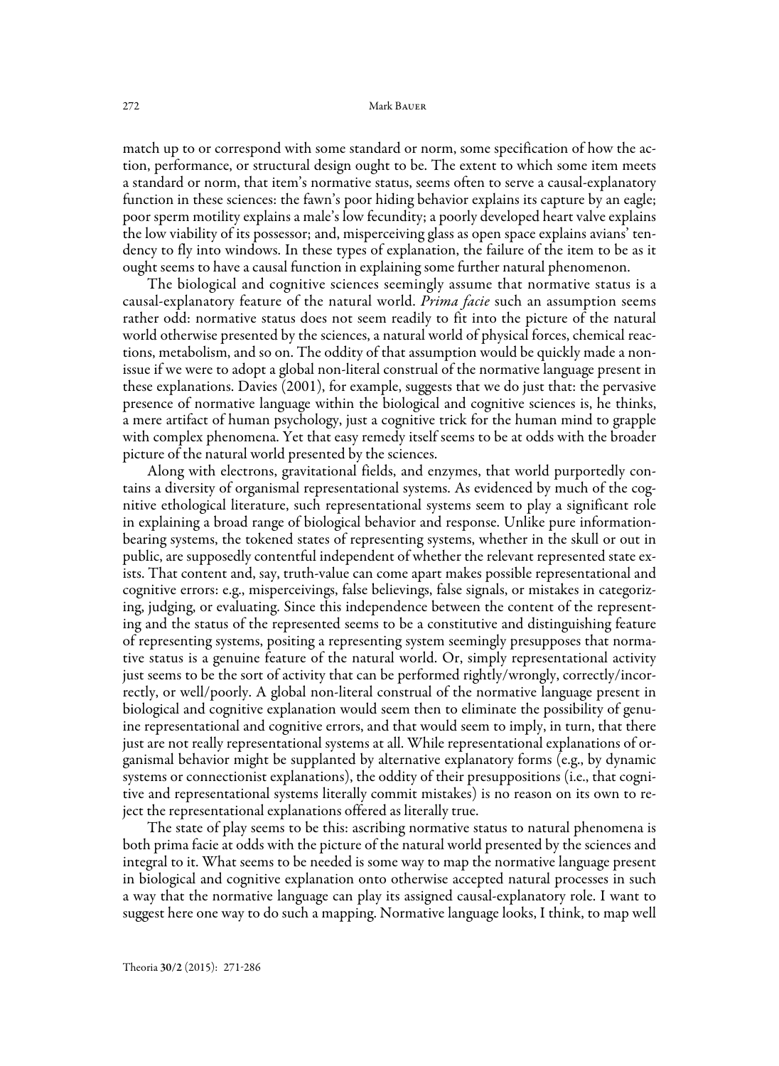match up to or correspond with some standard or norm, some specification of how the action, performance, or structural design ought to be. The extent to which some item meets a standard or norm, that item's normative status, seems often to serve a causal-explanatory function in these sciences: the fawn's poor hiding behavior explains its capture by an eagle; poor sperm motility explains a male's low fecundity; a poorly developed heart valve explains the low viability of its possessor; and, misperceiving glass as open space explains avians' tendency to fly into windows. In these types of explanation, the failure of the item to be as it ought seems to have a causal function in explaining some further natural phenomenon.

The biological and cognitive sciences seemingly assume that normative status is a causal-explanatory feature of the natural world. *Prima facie* such an assumption seems rather odd: normative status does not seem readily to fit into the picture of the natural world otherwise presented by the sciences, a natural world of physical forces, chemical reactions, metabolism, and so on. The oddity of that assumption would be quickly made a non-issue if we were to adopt a global non-literal construal of the normative language present in these explanations. Davies (2001), for example, suggests that we do just that: the pervasive presence of normative language within the biological and cognitive sciences is, he thinks, a mere artifact of human psychology, just a cognitive trick for the human mind to grapple with complex phenomena. Yet that easy remedy itself seems to be at odds with the broader picture of the natural world presented by the sciences.

Along with electrons, gravitational fields, and enzymes, that world purportedly contains a diversity of organismal representational systems. As evidenced by much of the cognitive ethological literature, such representational systems seem to play a significant role in explaining a broad range of biological behavior and response. Unlike pure information-bearing systems, the tokened states of representing systems, whether in the skull or out in public, are supposedly contentful independent of whether the relevant represented state exists. That content and, say, truth-value can come apart makes possible representational and cognitive errors: e.g., misperceivings, false believings, false signals, or mistakes in categorizing, judging, or evaluating. Since this independence between the content of the representing and the status of the represented seems to be a constitutive and distinguishing feature of representing systems, positing a representing system seemingly presupposes that normative status is a genuine feature of the natural world. Or, simply representational activity just seems to be the sort of activity that can be performed rightly/wrongly, correctly/incorrectly, or well/poorly. A global non-literal construal of the normative language present in biological and cognitive explanation would seem then to eliminate the possibility of genuine representational and cognitive errors, and that would seem to imply, in turn, that there just are not really representational systems at all. While representational explanations of organismal behavior might be supplanted by alternative explanatory forms (e.g., by dynamic systems or connectionist explanations), the oddity of their presuppositions (i.e., that cognitive and representational systems literally commit mistakes) is no reason on its own to reject the representational explanations offered as literally true.

The state of play seems to be this: ascribing normative status to natural phenomena is both prima facie at odds with the picture of the natural world presented by the sciences and integral to it. What seems to be needed is some way to map the normative language present in biological and cognitive explanation onto otherwise accepted natural processes in such a way that the normative language can play its assigned causal-explanatory role. I want to suggest here one way to do such a mapping. Normative language looks, I think, to map well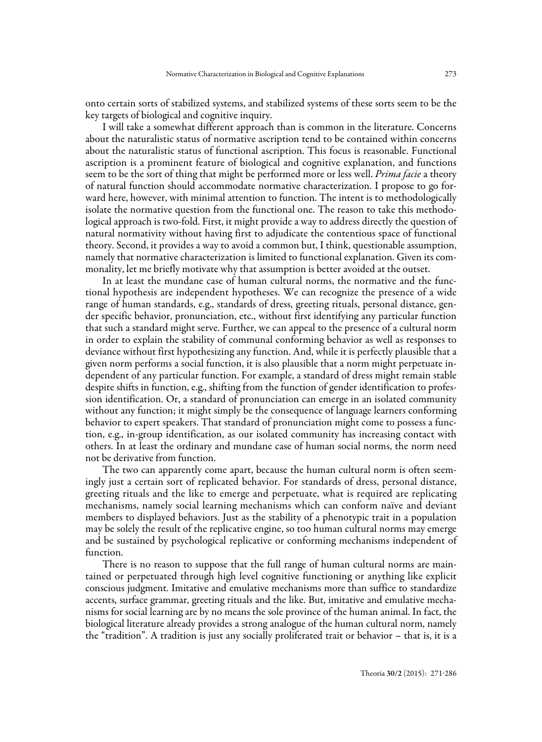onto certain sorts of stabilized systems, and stabilized systems of these sorts seem to be the key targets of biological and cognitive inquiry.

I will take a somewhat different approach than is common in the literature. Concerns about the naturalistic status of normative ascription tend to be contained within concerns about the naturalistic status of functional ascription. This focus is reasonable. Functional ascription is a prominent feature of biological and cognitive explanation, and functions seem to be the sort of thing that might be performed more or less well. *Prima facie* a theory of natural function should accommodate normative characterization. I propose to go forward here, however, with minimal attention to function. The intent is to methodologically isolate the normative question from the functional one. The reason to take this methodological approach is two-fold. First, it might provide a way to address directly the question of natural normativity without having first to adjudicate the contentious space of functional theory. Second, it provides a way to avoid a common but, I think, questionable assumption, namely that normative characterization is limited to functional explanation. Given its commonality, let me briefly motivate why that assumption is better avoided at the outset.

In at least the mundane case of human cultural norms, the normative and the functional hypothesis are independent hypotheses. We can recognize the presence of a wide range of human standards, e.g., standards of dress, greeting rituals, personal distance, gender specific behavior, pronunciation, etc., without first identifying any particular function that such a standard might serve. Further, we can appeal to the presence of a cultural norm in order to explain the stability of communal conforming behavior as well as responses to deviance without first hypothesizing any function. And, while it is perfectly plausible that a given norm performs a social function, it is also plausible that a norm might perpetuate independent of any particular function. For example, a standard of dress might remain stable despite shifts in function, e.g., shifting from the function of gender identification to profession identification. Or, a standard of pronunciation can emerge in an isolated community without any function; it might simply be the consequence of language learners conforming behavior to expert speakers. That standard of pronunciation might come to possess a function, e.g., in-group identification, as our isolated community has increasing contact with others. In at least the ordinary and mundane case of human social norms, the norm need not be derivative from function.

The two can apparently come apart, because the human cultural norm is often seemingly just a certain sort of replicated behavior. For standards of dress, personal distance, greeting rituals and the like to emerge and perpetuate, what is required are replicating mechanisms, namely social learning mechanisms which can conform naïve and deviant members to displayed behaviors. Just as the stability of a phenotypic trait in a population may be solely the result of the replicative engine, so too human cultural norms may emerge and be sustained by psychological replicative or conforming mechanisms independent of function.

There is no reason to suppose that the full range of human cultural norms are maintained or perpetuated through high level cognitive functioning or anything like explicit conscious judgment. Imitative and emulative mechanisms more than suffice to standardize accents, surface grammar, greeting rituals and the like. But, imitative and emulative mechanisms for social learning are by no means the sole province of the human animal. In fact, the biological literature already provides a strong analogue of the human cultural norm, namely the "tradition". A tradition is just any socially proliferated trait or behavior – that is, it is a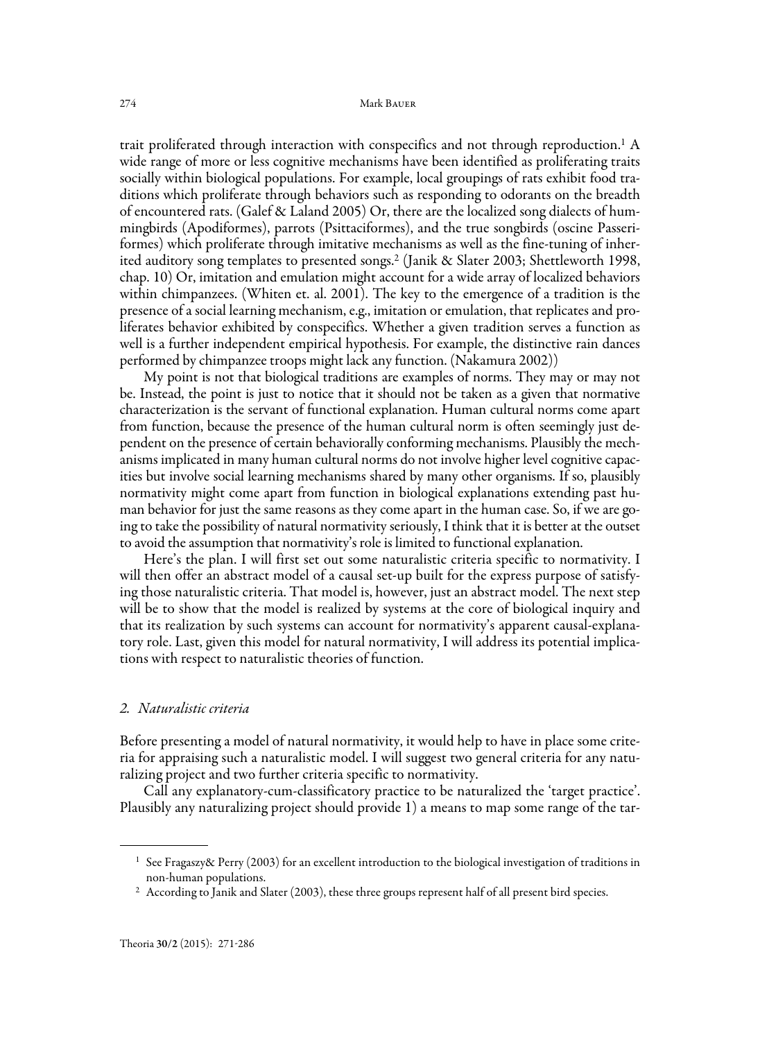trait proliferated through interaction with conspecifics and not through reproduction.[1] A wide range of more or less cognitive mechanisms have been identified as proliferating traits socially within biological populations. For example, local groupings of rats exhibit food traditions which proliferate through behaviors such as responding to odorants on the breadth of encountered rats. (Galef & Laland 2005) Or, there are the localized song dialects of hummingbirds (Apodiformes), parrots (Psittaciformes), and the true songbirds (oscine Passeriformes) which proliferate through imitative mechanisms as well as the fine-tuning of inherited auditory song templates to presented songs.[2] (Janik & Slater 2003; Shettleworth 1998, chap. 10) Or, imitation and emulation might account for a wide array of localized behaviors within chimpanzees. (Whiten et. al. 2001). The key to the emergence of a tradition is the presence of a social learning mechanism, e.g., imitation or emulation, that replicates and proliferates behavior exhibited by conspecifics. Whether a given tradition serves a function as well is a further independent empirical hypothesis. For example, the distinctive rain dances performed by chimpanzee troops might lack any function. (Nakamura 2002))

My point is not that biological traditions are examples of norms. They may or may not be. Instead, the point is just to notice that it should not be taken as a given that normative characterization is the servant of functional explanation. Human cultural norms come apart from function, because the presence of the human cultural norm is often seemingly just dependent on the presence of certain behaviorally conforming mechanisms. Plausibly the mechanisms implicated in many human cultural norms do not involve higher level cognitive capacities but involve social learning mechanisms shared by many other organisms. If so, plausibly normativity might come apart from function in biological explanations extending past human behavior for just the same reasons as they come apart in the human case. So, if we are going to take the possibility of natural normativity seriously, I think that it is better at the outset to avoid the assumption that normativity's role is limited to functional explanation.

Here's the plan. I will first set out some naturalistic criteria specific to normativity. I will then offer an abstract model of a causal set-up built for the express purpose of satisfying those naturalistic criteria. That model is, however, just an abstract model. The next step will be to show that the model is realized by systems at the core of biological inquiry and that its realization by such systems can account for normativity's apparent causal-explanatory role. Last, given this model for natural normativity, I will address its potential implications with respect to naturalistic theories of function.

## *2. Naturalistic criteria*

Before presenting a model of natural normativity, it would help to have in place some criteria for appraising such a naturalistic model. I will suggest two general criteria for any naturalizing project and two further criteria specific to normativity.

Call any explanatory-cum-classificatory practice to be naturalized the 'target practice'. Plausibly any naturalizing project should provide 1) a means to map some range of the tar-

[1] See Fragaszy& Perry (2003) for an excellent introduction to the biological investigation of traditions in non-human populations.

[2] According to Janik and Slater (2003), these three groups represent half of all present bird species.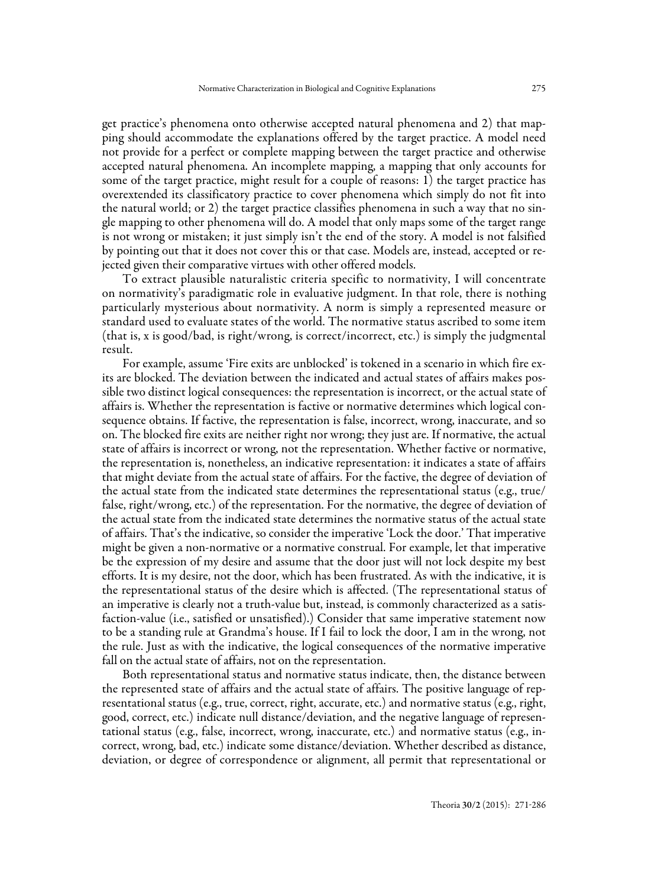get practice's phenomena onto otherwise accepted natural phenomena and 2) that mapping should accommodate the explanations offered by the target practice. A model need not provide for a perfect or complete mapping between the target practice and otherwise accepted natural phenomena. An incomplete mapping, a mapping that only accounts for some of the target practice, might result for a couple of reasons: 1) the target practice has overextended its classificatory practice to cover phenomena which simply do not fit into the natural world; or 2) the target practice classifies phenomena in such a way that no single mapping to other phenomena will do. A model that only maps some of the target range is not wrong or mistaken; it just simply isn't the end of the story. A model is not falsified by pointing out that it does not cover this or that case. Models are, instead, accepted or rejected given their comparative virtues with other offered models.

To extract plausible naturalistic criteria specific to normativity, I will concentrate on normativity's paradigmatic role in evaluative judgment. In that role, there is nothing particularly mysterious about normativity. A norm is simply a represented measure or standard used to evaluate states of the world. The normative status ascribed to some item (that is, x is good/bad, is right/wrong, is correct/incorrect, etc.) is simply the judgmental result.

For example, assume 'Fire exits are unblocked' is tokened in a scenario in which fire exits are blocked. The deviation between the indicated and actual states of affairs makes possible two distinct logical consequences: the representation is incorrect, or the actual state of affairs is. Whether the representation is factive or normative determines which logical consequence obtains. If factive, the representation is false, incorrect, wrong, inaccurate, and so on. The blocked fire exits are neither right nor wrong; they just are. If normative, the actual state of affairs is incorrect or wrong, not the representation. Whether factive or normative, the representation is, nonetheless, an indicative representation: it indicates a state of affairs that might deviate from the actual state of affairs. For the factive, the degree of deviation of the actual state from the indicated state determines the representational status (e.g., true/false, right/wrong, etc.) of the representation. For the normative, the degree of deviation of the actual state from the indicated state determines the normative status of the actual state of affairs. That's the indicative, so consider the imperative 'Lock the door.' That imperative might be given a non-normative or a normative construal. For example, let that imperative be the expression of my desire and assume that the door just will not lock despite my best efforts. It is my desire, not the door, which has been frustrated. As with the indicative, it is the representational status of the desire which is affected. (The representational status of an imperative is clearly not a truth-value but, instead, is commonly characterized as a satisfaction-value (i.e., satisfied or unsatisfied).) Consider that same imperative statement now to be a standing rule at Grandma's house. If I fail to lock the door, I am in the wrong, not the rule. Just as with the indicative, the logical consequences of the normative imperative fall on the actual state of affairs, not on the representation.

Both representational status and normative status indicate, then, the distance between the represented state of affairs and the actual state of affairs. The positive language of representational status (e.g., true, correct, right, accurate, etc.) and normative status (e.g., right, good, correct, etc.) indicate null distance/deviation, and the negative language of representational status (e.g., false, incorrect, wrong, inaccurate, etc.) and normative status (e.g., incorrect, wrong, bad, etc.) indicate some distance/deviation. Whether described as distance, deviation, or degree of correspondence or alignment, all permit that representational or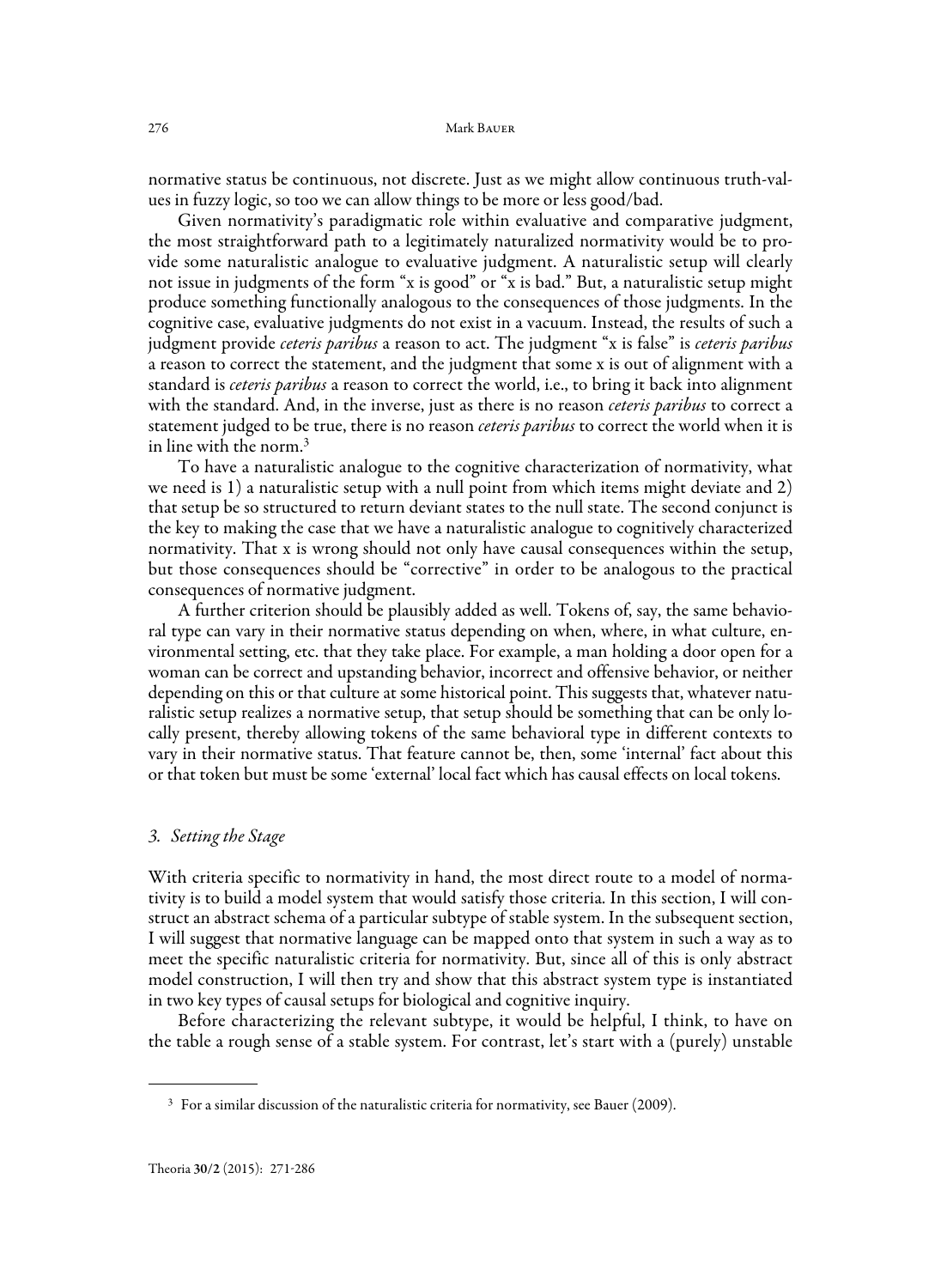normative status be continuous, not discrete. Just as we might allow continuous truth-values in fuzzy logic, so too we can allow things to be more or less good/bad.

Given normativity's paradigmatic role within evaluative and comparative judgment, the most straightforward path to a legitimately naturalized normativity would be to provide some naturalistic analogue to evaluative judgment. A naturalistic setup will clearly not issue in judgments of the form "x is good" or "x is bad." But, a naturalistic setup might produce something functionally analogous to the consequences of those judgments. In the cognitive case, evaluative judgments do not exist in a vacuum. Instead, the results of such a judgment provide *ceteris paribus* a reason to act. The judgment "x is false" is *ceteris paribus* a reason to correct the statement, and the judgment that some x is out of alignment with a standard is *ceteris paribus* a reason to correct the world, i.e., to bring it back into alignment with the standard. And, in the inverse, just as there is no reason *ceteris paribus* to correct a statement judged to be true, there is no reason *ceteris paribus* to correct the world when it is in line with the norm.[3]

To have a naturalistic analogue to the cognitive characterization of normativity, what we need is 1) a naturalistic setup with a null point from which items might deviate and 2) that setup be so structured to return deviant states to the null state. The second conjunct is the key to making the case that we have a naturalistic analogue to cognitively characterized normativity. That x is wrong should not only have causal consequences within the setup, but those consequences should be "corrective" in order to be analogous to the practical consequences of normative judgment.

A further criterion should be plausibly added as well. Tokens of, say, the same behavioral type can vary in their normative status depending on when, where, in what culture, environmental setting, etc. that they take place. For example, a man holding a door open for a woman can be correct and upstanding behavior, incorrect and offensive behavior, or neither depending on this or that culture at some historical point. This suggests that, whatever naturalistic setup realizes a normative setup, that setup should be something that can be only locally present, thereby allowing tokens of the same behavioral type in different contexts to vary in their normative status. That feature cannot be, then, some 'internal' fact about this or that token but must be some 'external' local fact which has causal effects on local tokens.

## 3. *Setting the Stage*

With criteria specific to normativity in hand, the most direct route to a model of normativity is to build a model system that would satisfy those criteria. In this section, I will construct an abstract schema of a particular subtype of stable system. In the subsequent section, I will suggest that normative language can be mapped onto that system in such a way as to meet the specific naturalistic criteria for normativity. But, since all of this is only abstract model construction, I will then try and show that this abstract system type is instantiated in two key types of causal setups for biological and cognitive inquiry.

Before characterizing the relevant subtype, it would be helpful, I think, to have on the table a rough sense of a stable system. For contrast, let's start with a (purely) unstable

[3] For a similar discussion of the naturalistic criteria for normativity, see Bauer (2009).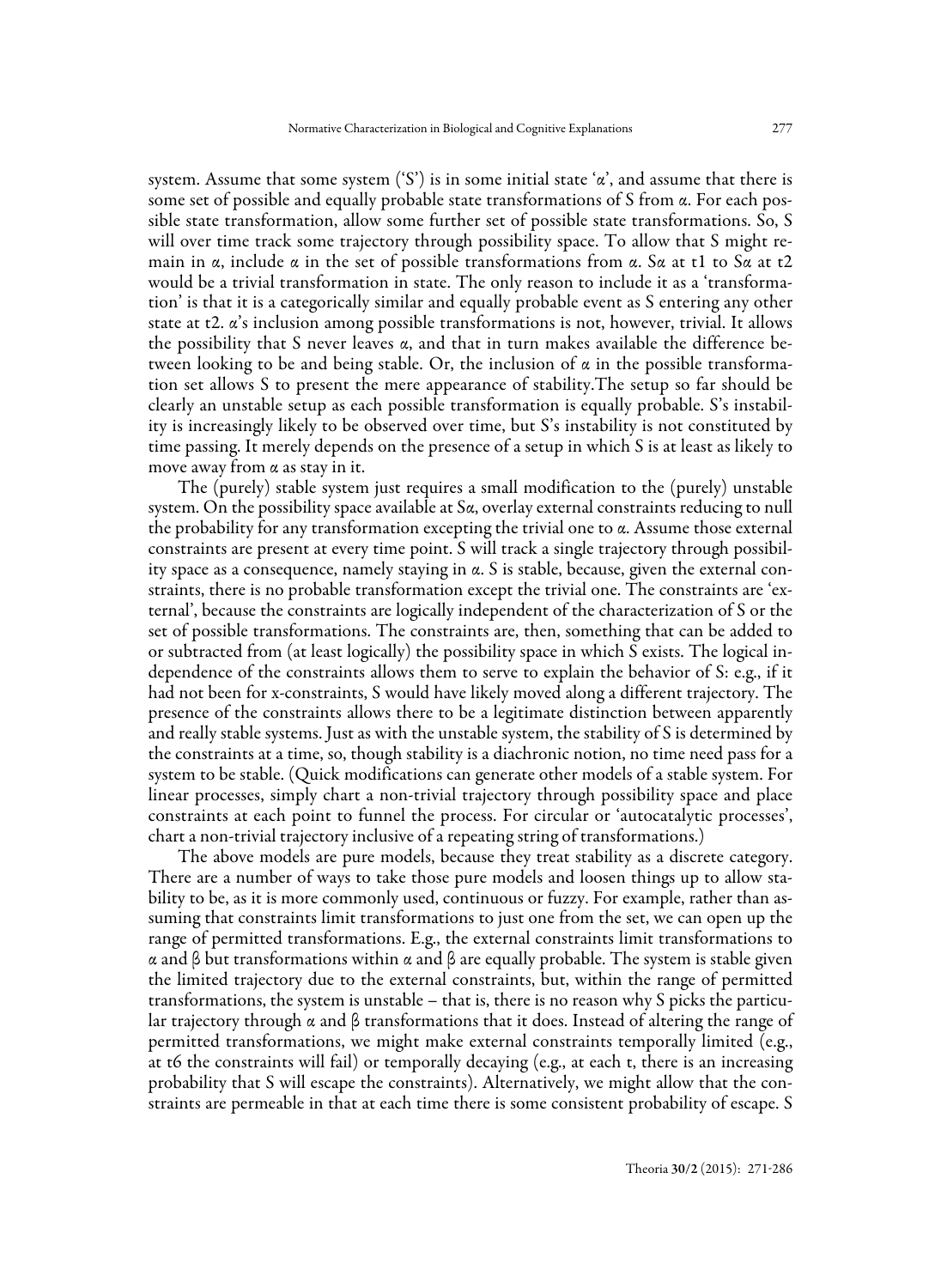system. Assume that some system ('S') is in some initial state '$\alpha$', and assume that there is some set of possible and equally probable state transformations of S from $\alpha$. For each possible state transformation, allow some further set of possible state transformations. So, S will over time track some trajectory through possibility space. To allow that S might remain in $\alpha$, include $\alpha$ in the set of possible transformations from $\alpha$. S$\alpha$ at t1 to S$\alpha$ at t2 would be a trivial transformation in state. The only reason to include it as a 'transformation' is that it is a categorically similar and equally probable event as S entering any other state at t2. $\alpha$'s inclusion among possible transformations is not, however, trivial. It allows the possibility that S never leaves $\alpha$, and that in turn makes available the difference between looking to be and being stable. Or, the inclusion of $\alpha$ in the possible transformation set allows S to present the mere appearance of stability.The setup so far should be clearly an unstable setup as each possible transformation is equally probable. S's instability is increasingly likely to be observed over time, but S's instability is not constituted by time passing. It merely depends on the presence of a setup in which S is at least as likely to move away from $\alpha$ as stay in it.

The (purely) stable system just requires a small modification to the (purely) unstable system. On the possibility space available at S$\alpha$, overlay external constraints reducing to null the probability for any transformation excepting the trivial one to $\alpha$. Assume those external constraints are present at every time point. S will track a single trajectory through possibility space as a consequence, namely staying in $\alpha$. S is stable, because, given the external constraints, there is no probable transformation except the trivial one. The constraints are 'external', because the constraints are logically independent of the characterization of S or the set of possible transformations. The constraints are, then, something that can be added to or subtracted from (at least logically) the possibility space in which S exists. The logical independence of the constraints allows them to serve to explain the behavior of S: e.g., if it had not been for x-constraints, S would have likely moved along a different trajectory. The presence of the constraints allows there to be a legitimate distinction between apparently and really stable systems. Just as with the unstable system, the stability of S is determined by the constraints at a time, so, though stability is a diachronic notion, no time need pass for a system to be stable. (Quick modifications can generate other models of a stable system. For linear processes, simply chart a non-trivial trajectory through possibility space and place constraints at each point to funnel the process. For circular or 'autocatalytic processes', chart a non-trivial trajectory inclusive of a repeating string of transformations.)

The above models are pure models, because they treat stability as a discrete category. There are a number of ways to take those pure models and loosen things up to allow stability to be, as it is more commonly used, continuous or fuzzy. For example, rather than assuming that constraints limit transformations to just one from the set, we can open up the range of permitted transformations. E.g., the external constraints limit transformations to $\alpha$ and $\beta$ but transformations within $\alpha$ and $\beta$ are equally probable. The system is stable given the limited trajectory due to the external constraints, but, within the range of permitted transformations, the system is unstable – that is, there is no reason why S picks the particular trajectory through $\alpha$ and $\beta$ transformations that it does. Instead of altering the range of permitted transformations, we might make external constraints temporally limited (e.g., at t6 the constraints will fail) or temporally decaying (e.g., at each t, there is an increasing probability that S will escape the constraints). Alternatively, we might allow that the constraints are permeable in that at each time there is some consistent probability of escape. S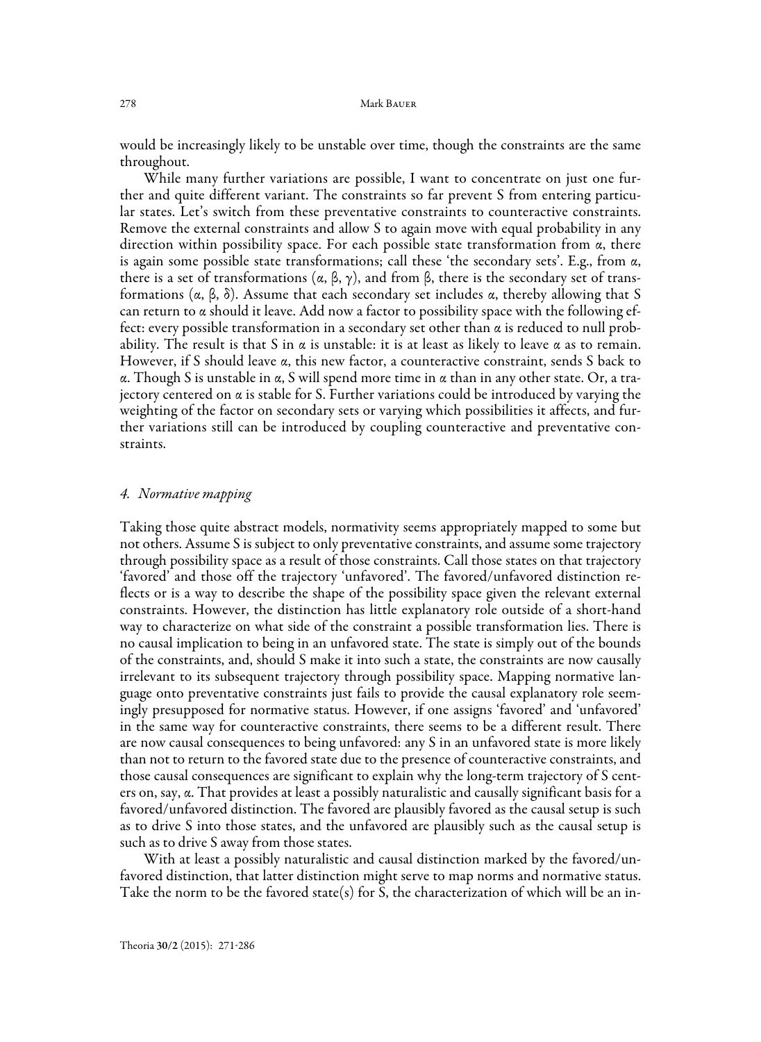would be increasingly likely to be unstable over time, though the constraints are the same throughout.

While many further variations are possible, I want to concentrate on just one further and quite different variant. The constraints so far prevent S from entering particular states. Let's switch from these preventative constraints to counteractive constraints. Remove the external constraints and allow S to again move with equal probability in any direction within possibility space. For each possible state transformation from $\alpha$, there is again some possible state transformations; call these 'the secondary sets'. E.g., from $\alpha$, there is a set of transformations ($\alpha$, $\beta$, $\gamma$), and from $\beta$, there is the secondary set of transformations ($\alpha$, $\beta$, $\delta$). Assume that each secondary set includes $\alpha$, thereby allowing that S can return to $\alpha$ should it leave. Add now a factor to possibility space with the following effect: every possible transformation in a secondary set other than $\alpha$ is reduced to null probability. The result is that S in $\alpha$ is unstable: it is at least as likely to leave $\alpha$ as to remain. However, if S should leave $\alpha$, this new factor, a counteractive constraint, sends S back to $\alpha$. Though S is unstable in $\alpha$, S will spend more time in $\alpha$ than in any other state. Or, a trajectory centered on $\alpha$ is stable for S. Further variations could be introduced by varying the weighting of the factor on secondary sets or varying which possibilities it affects, and further variations still can be introduced by coupling counteractive and preventative constraints.

## *4. Normative mapping*

Taking those quite abstract models, normativity seems appropriately mapped to some but not others. Assume S is subject to only preventative constraints, and assume some trajectory through possibility space as a result of those constraints. Call those states on that trajectory 'favored' and those off the trajectory 'unfavored'. The favored/unfavored distinction reflects or is a way to describe the shape of the possibility space given the relevant external constraints. However, the distinction has little explanatory role outside of a short-hand way to characterize on what side of the constraint a possible transformation lies. There is no causal implication to being in an unfavored state. The state is simply out of the bounds of the constraints, and, should S make it into such a state, the constraints are now causally irrelevant to its subsequent trajectory through possibility space. Mapping normative language onto preventative constraints just fails to provide the causal explanatory role seemingly presupposed for normative status. However, if one assigns 'favored' and 'unfavored' in the same way for counteractive constraints, there seems to be a different result. There are now causal consequences to being unfavored: any S in an unfavored state is more likely than not to return to the favored state due to the presence of counteractive constraints, and those causal consequences are significant to explain why the long-term trajectory of S centers on, say, $\alpha$. That provides at least a possibly naturalistic and causally significant basis for a favored/unfavored distinction. The favored are plausibly favored as the causal setup is such as to drive S into those states, and the unfavored are plausibly such as the causal setup is such as to drive S away from those states.

With at least a possibly naturalistic and causal distinction marked by the favored/unfavored distinction, that latter distinction might serve to map norms and normative status. Take the norm to be the favored state(s) for S, the characterization of which will be an in-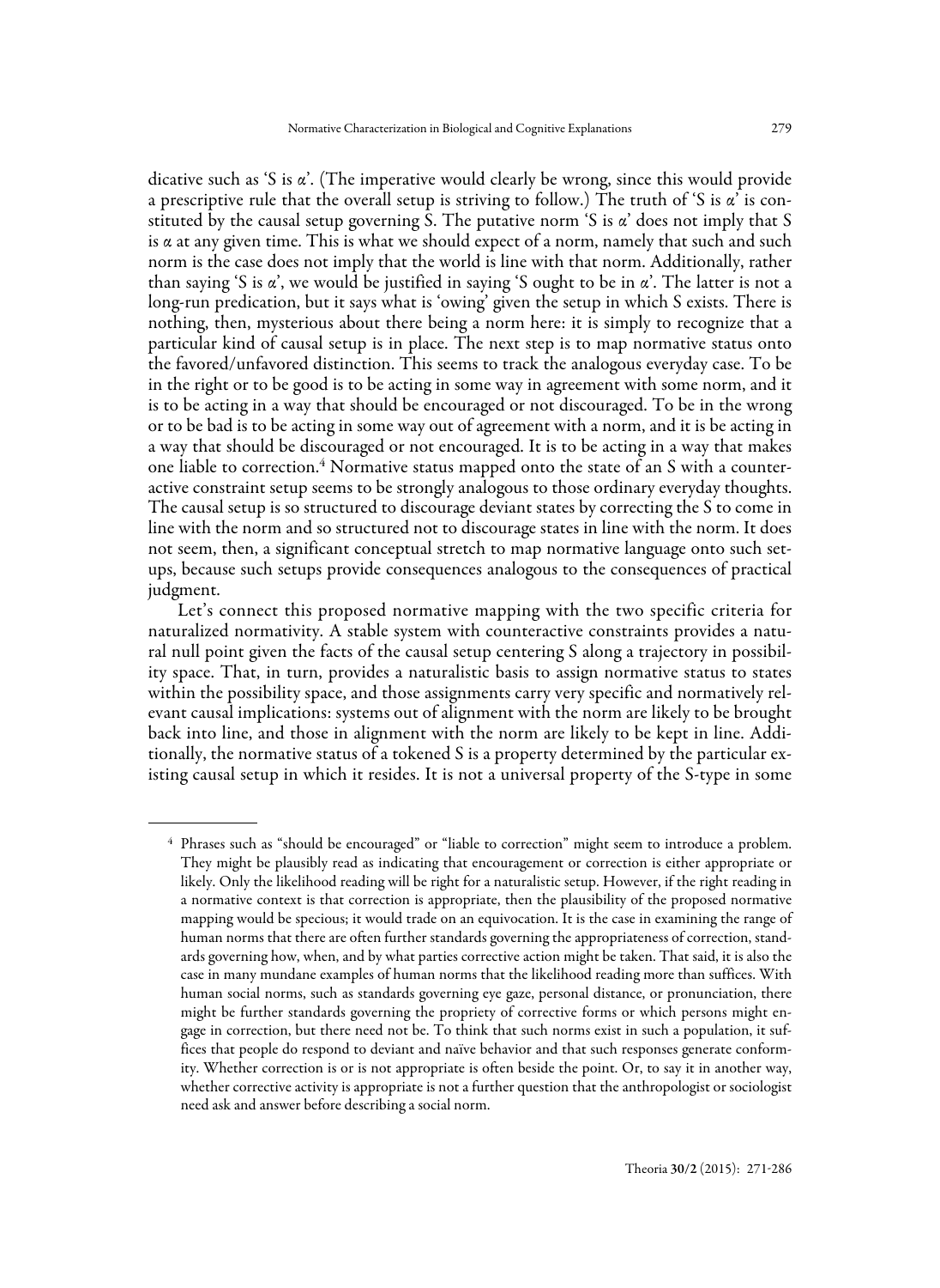dicative such as 'S is $\alpha$'. (The imperative would clearly be wrong, since this would provide a prescriptive rule that the overall setup is striving to follow.) The truth of 'S is $\alpha$' is constituted by the causal setup governing S. The putative norm 'S is $\alpha$' does not imply that S is $\alpha$ at any given time. This is what we should expect of a norm, namely that such and such norm is the case does not imply that the world is line with that norm. Additionally, rather than saying 'S is $\alpha$', we would be justified in saying 'S ought to be in $\alpha$'. The latter is not a long-run predication, but it says what is 'owing' given the setup in which S exists. There is nothing, then, mysterious about there being a norm here: it is simply to recognize that a particular kind of causal setup is in place. The next step is to map normative status onto the favored/unfavored distinction. This seems to track the analogous everyday case. To be in the right or to be good is to be acting in some way in agreement with some norm, and it is to be acting in a way that should be encouraged or not discouraged. To be in the wrong or to be bad is to be acting in some way out of agreement with a norm, and it is be acting in a way that should be discouraged or not encouraged. It is to be acting in a way that makes one liable to correction.[4] Normative status mapped onto the state of an S with a counteractive constraint setup seems to be strongly analogous to those ordinary everyday thoughts. The causal setup is so structured to discourage deviant states by correcting the S to come in line with the norm and so structured not to discourage states in line with the norm. It does not seem, then, a significant conceptual stretch to map normative language onto such setups, because such setups provide consequences analogous to the consequences of practical judgment.

Let's connect this proposed normative mapping with the two specific criteria for naturalized normativity. A stable system with counteractive constraints provides a natural null point given the facts of the causal setup centering S along a trajectory in possibility space. That, in turn, provides a naturalistic basis to assign normative status to states within the possibility space, and those assignments carry very specific and normatively relevant causal implications: systems out of alignment with the norm are likely to be brought back into line, and those in alignment with the norm are likely to be kept in line. Additionally, the normative status of a tokened S is a property determined by the particular existing causal setup in which it resides. It is not a universal property of the S-type in some

[4] Phrases such as "should be encouraged" or "liable to correction" might seem to introduce a problem. They might be plausibly read as indicating that encouragement or correction is either appropriate or likely. Only the likelihood reading will be right for a naturalistic setup. However, if the right reading in a normative context is that correction is appropriate, then the plausibility of the proposed normative mapping would be specious; it would trade on an equivocation. It is the case in examining the range of human norms that there are often further standards governing the appropriateness of correction, standards governing how, when, and by what parties corrective action might be taken. That said, it is also the case in many mundane examples of human norms that the likelihood reading more than suffices. With human social norms, such as standards governing eye gaze, personal distance, or pronunciation, there might be further standards governing the propriety of corrective forms or which persons might engage in correction, but there need not be. To think that such norms exist in such a population, it suffices that people do respond to deviant and naïve behavior and that such responses generate conformity. Whether correction is or is not appropriate is often beside the point. Or, to say it in another way, whether corrective activity is appropriate is not a further question that the anthropologist or sociologist need ask and answer before describing a social norm.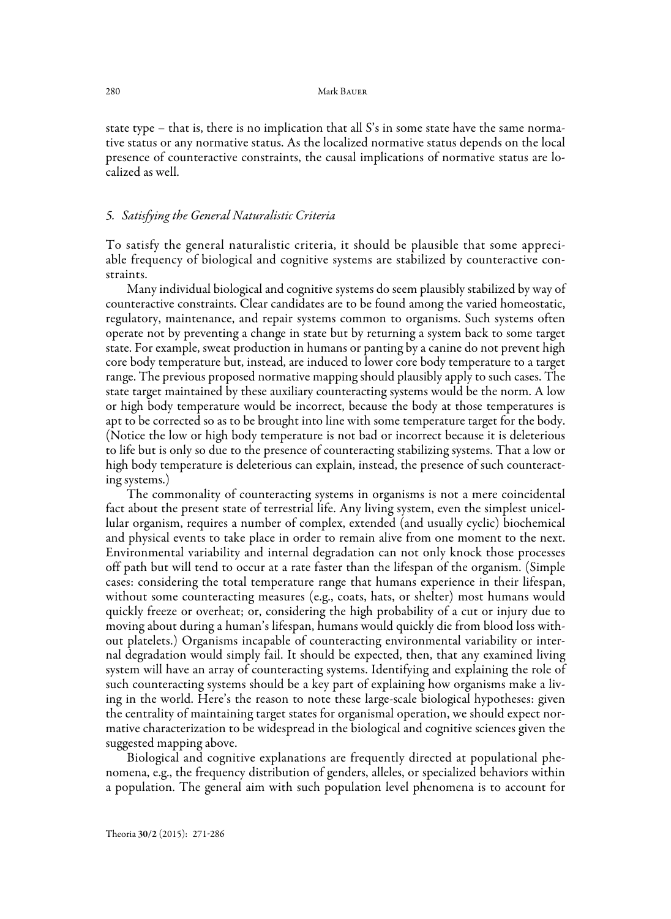state type – that is, there is no implication that all S's in some state have the same normative status or any normative status. As the localized normative status depends on the local presence of counteractive constraints, the causal implications of normative status are localized as well.

## *5. Satisfying the General Naturalistic Criteria*

To satisfy the general naturalistic criteria, it should be plausible that some appreciable frequency of biological and cognitive systems are stabilized by counteractive constraints.

Many individual biological and cognitive systems do seem plausibly stabilized by way of counteractive constraints. Clear candidates are to be found among the varied homeostatic, regulatory, maintenance, and repair systems common to organisms. Such systems often operate not by preventing a change in state but by returning a system back to some target state. For example, sweat production in humans or panting by a canine do not prevent high core body temperature but, instead, are induced to lower core body temperature to a target range. The previous proposed normative mapping should plausibly apply to such cases. The state target maintained by these auxiliary counteracting systems would be the norm. A low or high body temperature would be incorrect, because the body at those temperatures is apt to be corrected so as to be brought into line with some temperature target for the body. (Notice the low or high body temperature is not bad or incorrect because it is deleterious to life but is only so due to the presence of counteracting stabilizing systems. That a low or high body temperature is deleterious can explain, instead, the presence of such counteracting systems.)

The commonality of counteracting systems in organisms is not a mere coincidental fact about the present state of terrestrial life. Any living system, even the simplest unicellular organism, requires a number of complex, extended (and usually cyclic) biochemical and physical events to take place in order to remain alive from one moment to the next. Environmental variability and internal degradation can not only knock those processes off path but will tend to occur at a rate faster than the lifespan of the organism. (Simple cases: considering the total temperature range that humans experience in their lifespan, without some counteracting measures (e.g., coats, hats, or shelter) most humans would quickly freeze or overheat; or, considering the high probability of a cut or injury due to moving about during a human's lifespan, humans would quickly die from blood loss without platelets.) Organisms incapable of counteracting environmental variability or internal degradation would simply fail. It should be expected, then, that any examined living system will have an array of counteracting systems. Identifying and explaining the role of such counteracting systems should be a key part of explaining how organisms make a living in the world. Here's the reason to note these large-scale biological hypotheses: given the centrality of maintaining target states for organismal operation, we should expect normative characterization to be widespread in the biological and cognitive sciences given the suggested mapping above.

Biological and cognitive explanations are frequently directed at populational phenomena, e.g., the frequency distribution of genders, alleles, or specialized behaviors within a population. The general aim with such population level phenomena is to account for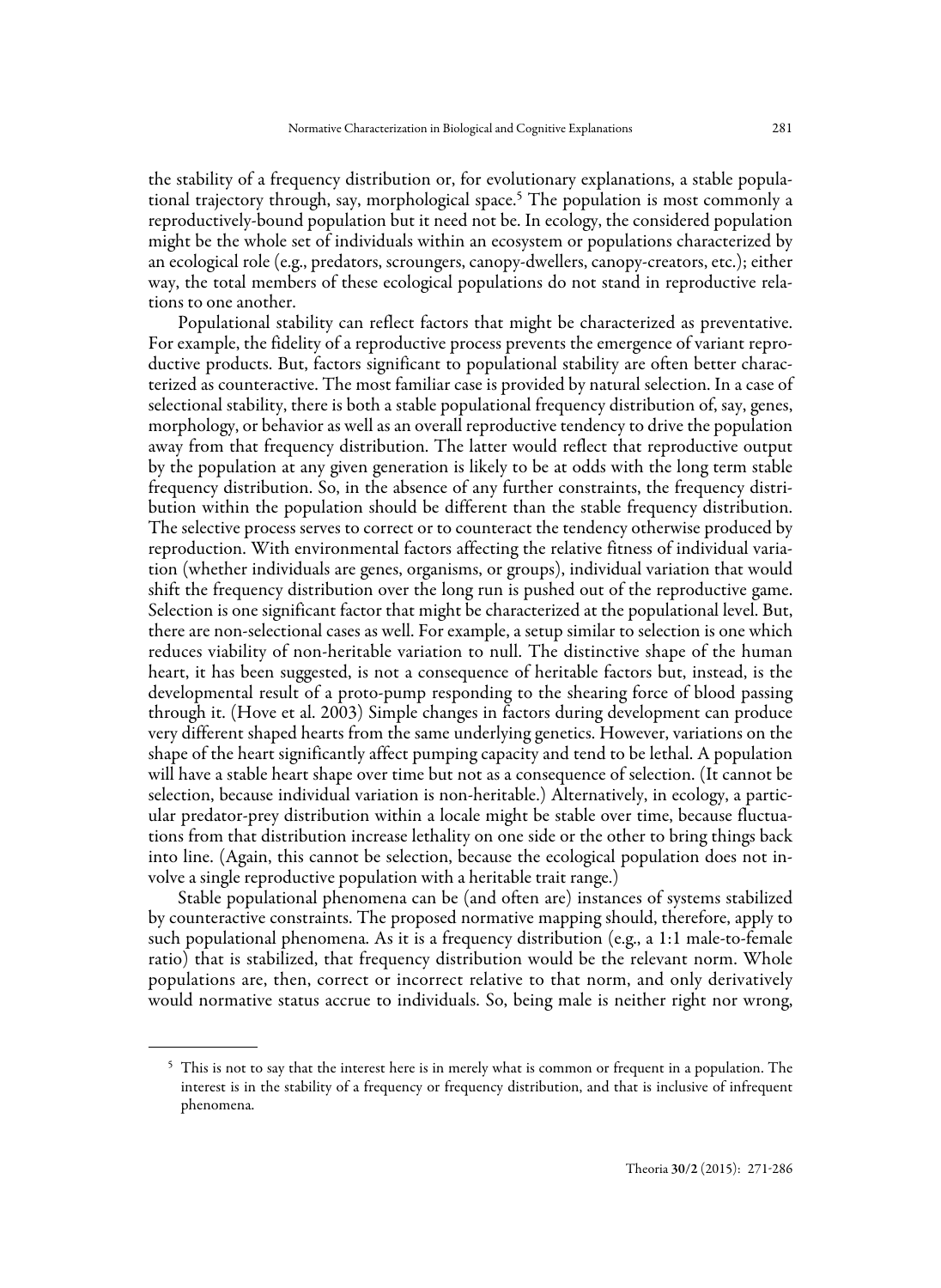the stability of a frequency distribution or, for evolutionary explanations, a stable populational trajectory through, say, morphological space.[5] The population is most commonly a reproductively-bound population but it need not be. In ecology, the considered population might be the whole set of individuals within an ecosystem or populations characterized by an ecological role (e.g., predators, scroungers, canopy-dwellers, canopy-creators, etc.); either way, the total members of these ecological populations do not stand in reproductive relations to one another.

Populational stability can reflect factors that might be characterized as preventative. For example, the fidelity of a reproductive process prevents the emergence of variant reproductive products. But, factors significant to populational stability are often better characterized as counteractive. The most familiar case is provided by natural selection. In a case of selectional stability, there is both a stable populational frequency distribution of, say, genes, morphology, or behavior as well as an overall reproductive tendency to drive the population away from that frequency distribution. The latter would reflect that reproductive output by the population at any given generation is likely to be at odds with the long term stable frequency distribution. So, in the absence of any further constraints, the frequency distribution within the population should be different than the stable frequency distribution. The selective process serves to correct or to counteract the tendency otherwise produced by reproduction. With environmental factors affecting the relative fitness of individual variation (whether individuals are genes, organisms, or groups), individual variation that would shift the frequency distribution over the long run is pushed out of the reproductive game. Selection is one significant factor that might be characterized at the populational level. But, there are non-selectional cases as well. For example, a setup similar to selection is one which reduces viability of non-heritable variation to null. The distinctive shape of the human heart, it has been suggested, is not a consequence of heritable factors but, instead, is the developmental result of a proto-pump responding to the shearing force of blood passing through it. (Hove et al. 2003) Simple changes in factors during development can produce very different shaped hearts from the same underlying genetics. However, variations on the shape of the heart significantly affect pumping capacity and tend to be lethal. A population will have a stable heart shape over time but not as a consequence of selection. (It cannot be selection, because individual variation is non-heritable.) Alternatively, in ecology, a particular predator-prey distribution within a locale might be stable over time, because fluctuations from that distribution increase lethality on one side or the other to bring things back into line. (Again, this cannot be selection, because the ecological population does not involve a single reproductive population with a heritable trait range.)

Stable populational phenomena can be (and often are) instances of systems stabilized by counteractive constraints. The proposed normative mapping should, therefore, apply to such populational phenomena. As it is a frequency distribution (e.g., a 1:1 male-to-female ratio) that is stabilized, that frequency distribution would be the relevant norm. Whole populations are, then, correct or incorrect relative to that norm, and only derivatively would normative status accrue to individuals. So, being male is neither right nor wrong,

[5] This is not to say that the interest here is in merely what is common or frequent in a population. The interest is in the stability of a frequency or frequency distribution, and that is inclusive of infrequent phenomena.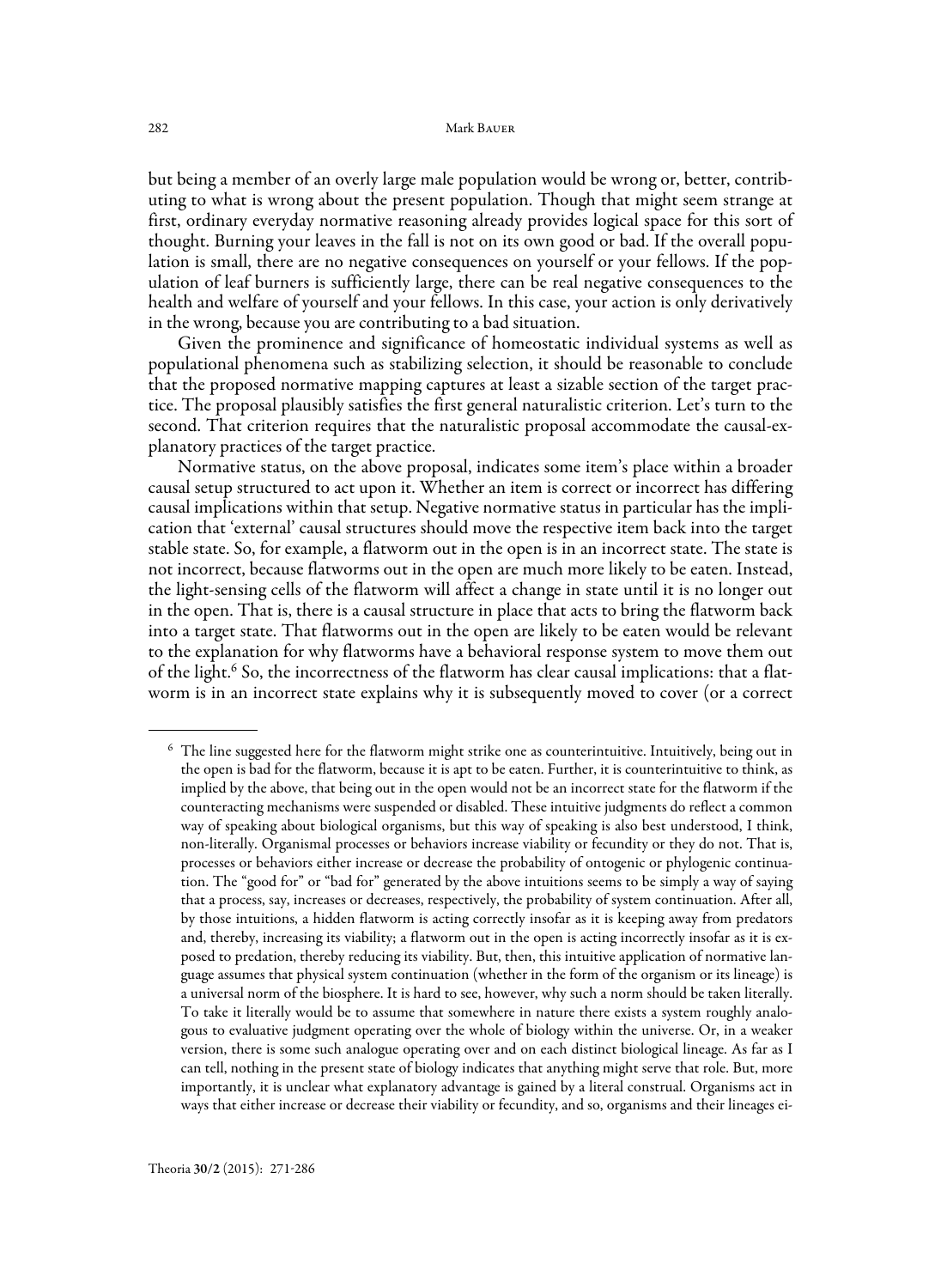but being a member of an overly large male population would be wrong or, better, contributing to what is wrong about the present population. Though that might seem strange at first, ordinary everyday normative reasoning already provides logical space for this sort of thought. Burning your leaves in the fall is not on its own good or bad. If the overall population is small, there are no negative consequences on yourself or your fellows. If the population of leaf burners is sufficiently large, there can be real negative consequences to the health and welfare of yourself and your fellows. In this case, your action is only derivatively in the wrong, because you are contributing to a bad situation.

Given the prominence and significance of homeostatic individual systems as well as populational phenomena such as stabilizing selection, it should be reasonable to conclude that the proposed normative mapping captures at least a sizable section of the target practice. The proposal plausibly satisfies the first general naturalistic criterion. Let's turn to the second. That criterion requires that the naturalistic proposal accommodate the causal-explanatory practices of the target practice.

Normative status, on the above proposal, indicates some item's place within a broader causal setup structured to act upon it. Whether an item is correct or incorrect has differing causal implications within that setup. Negative normative status in particular has the implication that 'external' causal structures should move the respective item back into the target stable state. So, for example, a flatworm out in the open is in an incorrect state. The state is not incorrect, because flatworms out in the open are much more likely to be eaten. Instead, the light-sensing cells of the flatworm will affect a change in state until it is no longer out in the open. That is, there is a causal structure in place that acts to bring the flatworm back into a target state. That flatworms out in the open are likely to be eaten would be relevant to the explanation for why flatworms have a behavioral response system to move them out of the light.[6] So, the incorrectness of the flatworm has clear causal implications: that a flatworm is in an incorrect state explains why it is subsequently moved to cover (or a correct

---

[6] The line suggested here for the flatworm might strike one as counterintuitive. Intuitively, being out in the open is bad for the flatworm, because it is apt to be eaten. Further, it is counterintuitive to think, as implied by the above, that being out in the open would not be an incorrect state for the flatworm if the counteracting mechanisms were suspended or disabled. These intuitive judgments do reflect a common way of speaking about biological organisms, but this way of speaking is also best understood, I think, non-literally. Organismal processes or behaviors increase viability or fecundity or they do not. That is, processes or behaviors either increase or decrease the probability of ontogenic or phylogenic continuation. The "good for" or "bad for" generated by the above intuitions seems to be simply a way of saying that a process, say, increases or decreases, respectively, the probability of system continuation. After all, by those intuitions, a hidden flatworm is acting correctly insofar as it is keeping away from predators and, thereby, increasing its viability; a flatworm out in the open is acting incorrectly insofar as it is exposed to predation, thereby reducing its viability. But, then, this intuitive application of normative language assumes that physical system continuation (whether in the form of the organism or its lineage) is a universal norm of the biosphere. It is hard to see, however, why such a norm should be taken literally. To take it literally would be to assume that somewhere in nature there exists a system roughly analogous to evaluative judgment operating over the whole of biology within the universe. Or, in a weaker version, there is some such analogue operating over and on each distinct biological lineage. As far as I can tell, nothing in the present state of biology indicates that anything might serve that role. But, more importantly, it is unclear what explanatory advantage is gained by a literal construal. Organisms act in ways that either increase or decrease their viability or fecundity, and so, organisms and their lineages ei-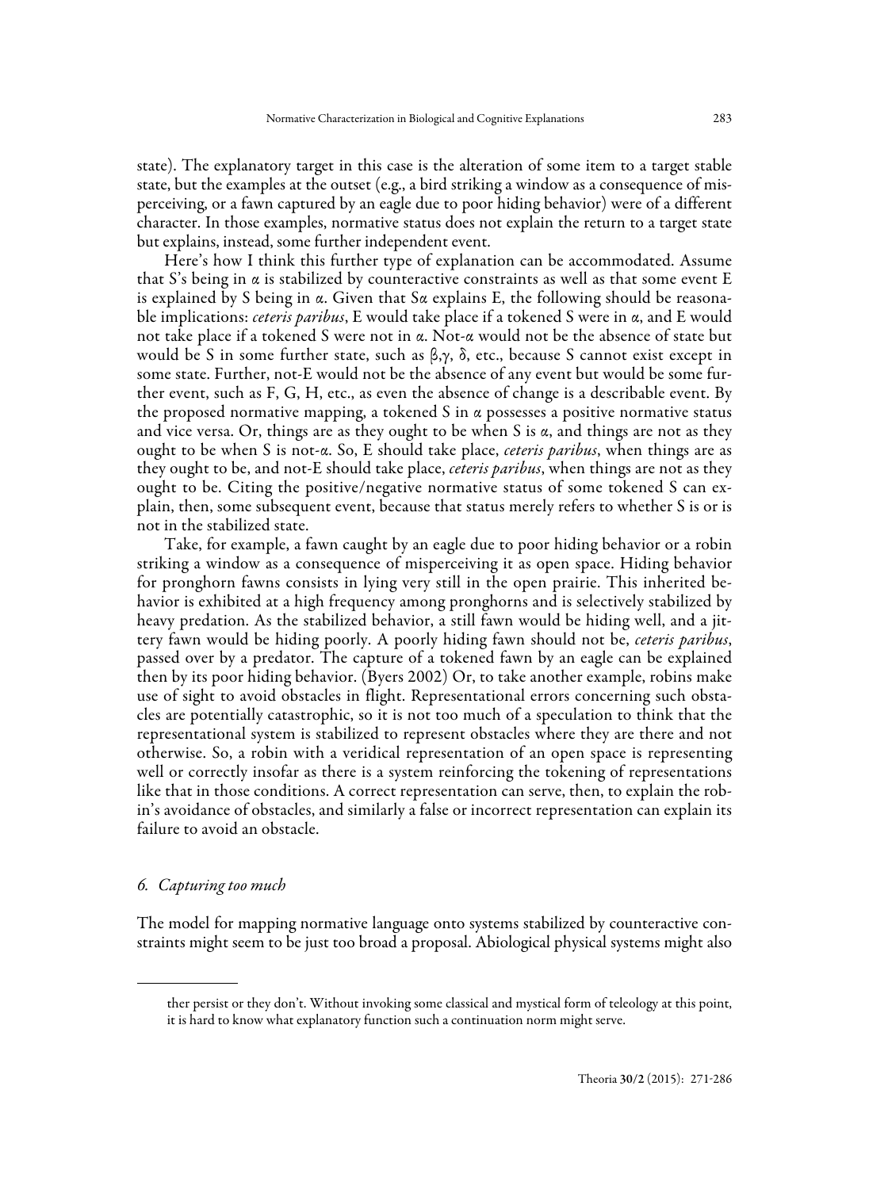state). The explanatory target in this case is the alteration of some item to a target stable state, but the examples at the outset (e.g., a bird striking a window as a consequence of misperceiving, or a fawn captured by an eagle due to poor hiding behavior) were of a different character. In those examples, normative status does not explain the return to a target state but explains, instead, some further independent event.

Here's how I think this further type of explanation can be accommodated. Assume that S's being in $\alpha$ is stabilized by counteractive constraints as well as that some event E is explained by S being in $\alpha$. Given that S$\alpha$ explains E, the following should be reasonable implications: *ceteris paribus*, E would take place if a tokened S were in $\alpha$, and E would not take place if a tokened S were not in $\alpha$. Not-$\alpha$ would not be the absence of state but would be S in some further state, such as $\beta$,$\gamma$, $\delta$, etc., because S cannot exist except in some state. Further, not-E would not be the absence of any event but would be some further event, such as F, G, H, etc., as even the absence of change is a describable event. By the proposed normative mapping, a tokened S in $\alpha$ possesses a positive normative status and vice versa. Or, things are as they ought to be when S is $\alpha$, and things are not as they ought to be when S is not-$\alpha$. So, E should take place, *ceteris paribus*, when things are as they ought to be, and not-E should take place, *ceteris paribus*, when things are not as they ought to be. Citing the positive/negative normative status of some tokened S can explain, then, some subsequent event, because that status merely refers to whether S is or is not in the stabilized state.

Take, for example, a fawn caught by an eagle due to poor hiding behavior or a robin striking a window as a consequence of misperceiving it as open space. Hiding behavior for pronghorn fawns consists in lying very still in the open prairie. This inherited behavior is exhibited at a high frequency among pronghorns and is selectively stabilized by heavy predation. As the stabilized behavior, a still fawn would be hiding well, and a jittery fawn would be hiding poorly. A poorly hiding fawn should not be, *ceteris paribus*, passed over by a predator. The capture of a tokened fawn by an eagle can be explained then by its poor hiding behavior. (Byers 2002) Or, to take another example, robins make use of sight to avoid obstacles in flight. Representational errors concerning such obstacles are potentially catastrophic, so it is not too much of a speculation to think that the representational system is stabilized to represent obstacles where they are there and not otherwise. So, a robin with a veridical representation of an open space is representing well or correctly insofar as there is a system reinforcing the tokening of representations like that in those conditions. A correct representation can serve, then, to explain the robin's avoidance of obstacles, and similarly a false or incorrect representation can explain its failure to avoid an obstacle.

### *6. Capturing too much*

The model for mapping normative language onto systems stabilized by counteractive constraints might seem to be just too broad a proposal. Abiological physical systems might also

---

ther persist or they don't. Without invoking some classical and mystical form of teleology at this point, it is hard to know what explanatory function such a continuation norm might serve.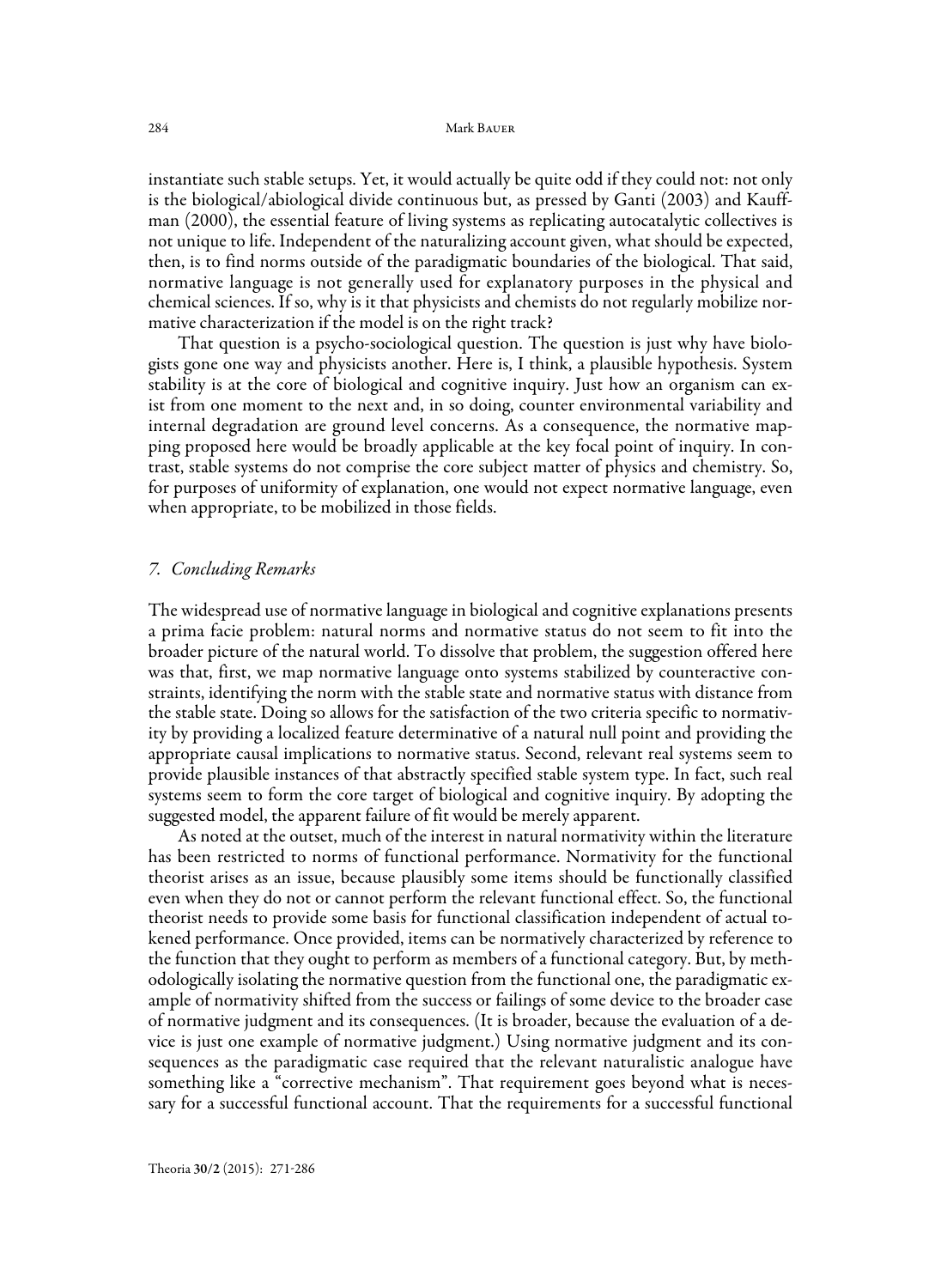instantiate such stable setups. Yet, it would actually be quite odd if they could not: not only is the biological/abiological divide continuous but, as pressed by Ganti (2003) and Kauffman (2000), the essential feature of living systems as replicating autocatalytic collectives is not unique to life. Independent of the naturalizing account given, what should be expected, then, is to find norms outside of the paradigmatic boundaries of the biological. That said, normative language is not generally used for explanatory purposes in the physical and chemical sciences. If so, why is it that physicists and chemists do not regularly mobilize normative characterization if the model is on the right track?

That question is a psycho-sociological question. The question is just why have biologists gone one way and physicists another. Here is, I think, a plausible hypothesis. System stability is at the core of biological and cognitive inquiry. Just how an organism can exist from one moment to the next and, in so doing, counter environmental variability and internal degradation are ground level concerns. As a consequence, the normative mapping proposed here would be broadly applicable at the key focal point of inquiry. In contrast, stable systems do not comprise the core subject matter of physics and chemistry. So, for purposes of uniformity of explanation, one would not expect normative language, even when appropriate, to be mobilized in those fields.

## *7. Concluding Remarks*

The widespread use of normative language in biological and cognitive explanations presents a prima facie problem: natural norms and normative status do not seem to fit into the broader picture of the natural world. To dissolve that problem, the suggestion offered here was that, first, we map normative language onto systems stabilized by counteractive constraints, identifying the norm with the stable state and normative status with distance from the stable state. Doing so allows for the satisfaction of the two criteria specific to normativity by providing a localized feature determinative of a natural null point and providing the appropriate causal implications to normative status. Second, relevant real systems seem to provide plausible instances of that abstractly specified stable system type. In fact, such real systems seem to form the core target of biological and cognitive inquiry. By adopting the suggested model, the apparent failure of fit would be merely apparent.

As noted at the outset, much of the interest in natural normativity within the literature has been restricted to norms of functional performance. Normativity for the functional theorist arises as an issue, because plausibly some items should be functionally classified even when they do not or cannot perform the relevant functional effect. So, the functional theorist needs to provide some basis for functional classification independent of actual tokened performance. Once provided, items can be normatively characterized by reference to the function that they ought to perform as members of a functional category. But, by methodologically isolating the normative question from the functional one, the paradigmatic example of normativity shifted from the success or failings of some device to the broader case of normative judgment and its consequences. (It is broader, because the evaluation of a device is just one example of normative judgment.) Using normative judgment and its consequences as the paradigmatic case required that the relevant naturalistic analogue have something like a "corrective mechanism". That requirement goes beyond what is necessary for a successful functional account. That the requirements for a successful functional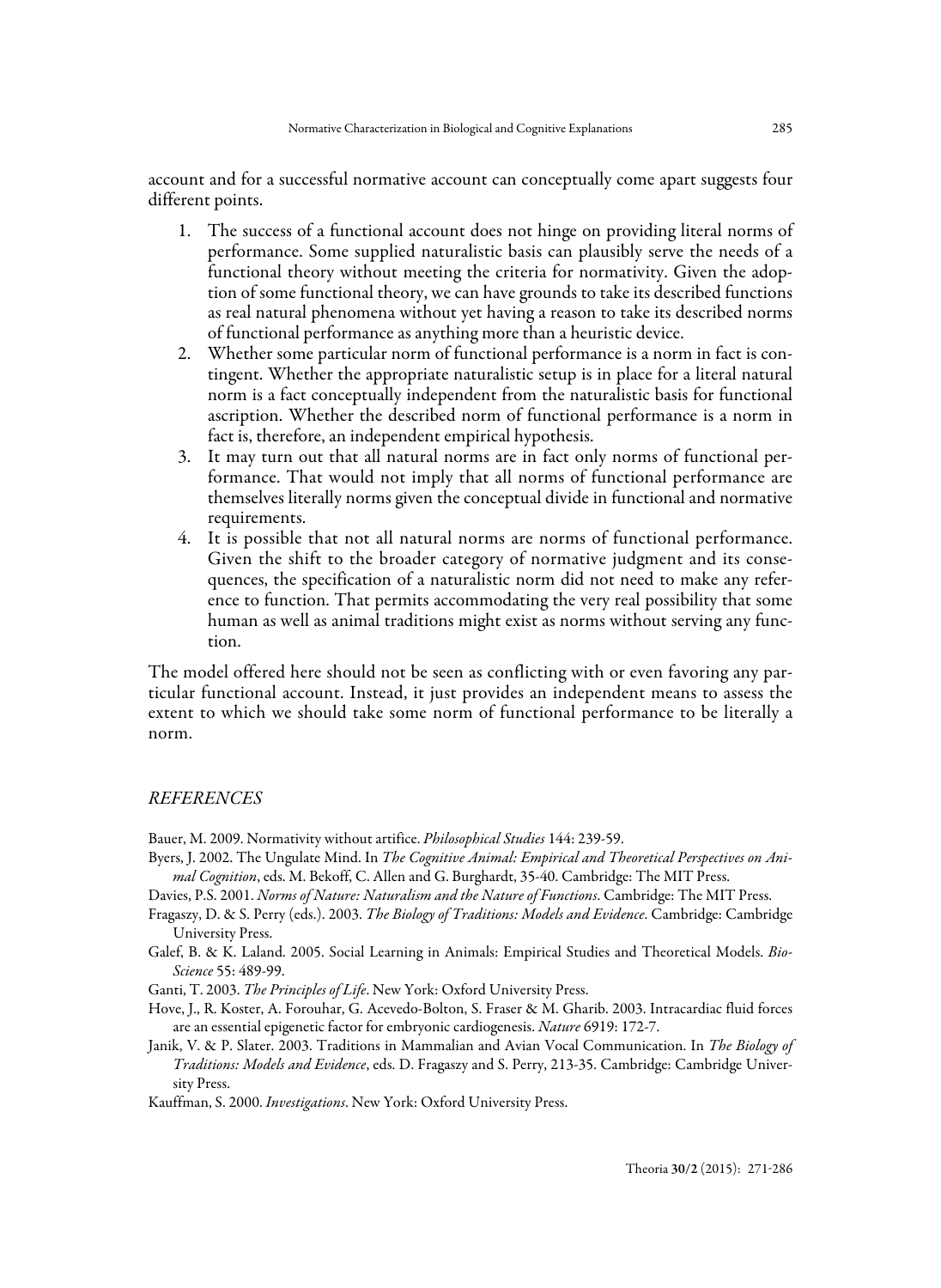account and for a successful normative account can conceptually come apart suggests four different points.

1. The success of a functional account does not hinge on providing literal norms of performance. Some supplied naturalistic basis can plausibly serve the needs of a functional theory without meeting the criteria for normativity. Given the adoption of some functional theory, we can have grounds to take its described functions as real natural phenomena without yet having a reason to take its described norms of functional performance as anything more than a heuristic device.
2. Whether some particular norm of functional performance is a norm in fact is contingent. Whether the appropriate naturalistic setup is in place for a literal natural norm is a fact conceptually independent from the naturalistic basis for functional ascription. Whether the described norm of functional performance is a norm in fact is, therefore, an independent empirical hypothesis.
3. It may turn out that all natural norms are in fact only norms of functional performance. That would not imply that all norms of functional performance are themselves literally norms given the conceptual divide in functional and normative requirements.
4. It is possible that not all natural norms are norms of functional performance. Given the shift to the broader category of normative judgment and its consequences, the specification of a naturalistic norm did not need to make any reference to function. That permits accommodating the very real possibility that some human as well as animal traditions might exist as norms without serving any function.

The model offered here should not be seen as conflicting with or even favoring any particular functional account. Instead, it just provides an independent means to assess the extent to which we should take some norm of functional performance to be literally a norm.

## *REFERENCES*

Bauer, M. 2009. Normativity without artifice. *Philosophical Studies* 144: 239-59.

Byers, J. 2002. The Ungulate Mind. In *The Cognitive Animal: Empirical and Theoretical Perspectives on Animal Cognition*, eds. M. Bekoff, C. Allen and G. Burghardt, 35-40. Cambridge: The MIT Press.

Davies, P.S. 2001. *Norms of Nature: Naturalism and the Nature of Functions*. Cambridge: The MIT Press.

Fragaszy, D. & S. Perry (eds.). 2003. *The Biology of Traditions: Models and Evidence*. Cambridge: Cambridge University Press.

Galef, B. & K. Laland. 2005. Social Learning in Animals: Empirical Studies and Theoretical Models. *BioScience* 55: 489-99.

Ganti, T. 2003. *The Principles of Life*. New York: Oxford University Press.

Hove, J., R. Koster, A. Forouhar, G. Acevedo-Bolton, S. Fraser & M. Gharib. 2003. Intracardiac fluid forces are an essential epigenetic factor for embryonic cardiogenesis. *Nature* 6919: 172-7.

Janik, V. & P. Slater. 2003. Traditions in Mammalian and Avian Vocal Communication. In *The Biology of Traditions: Models and Evidence*, eds. D. Fragaszy and S. Perry, 213-35. Cambridge: Cambridge University Press.

Kauffman, S. 2000. *Investigations*. New York: Oxford University Press.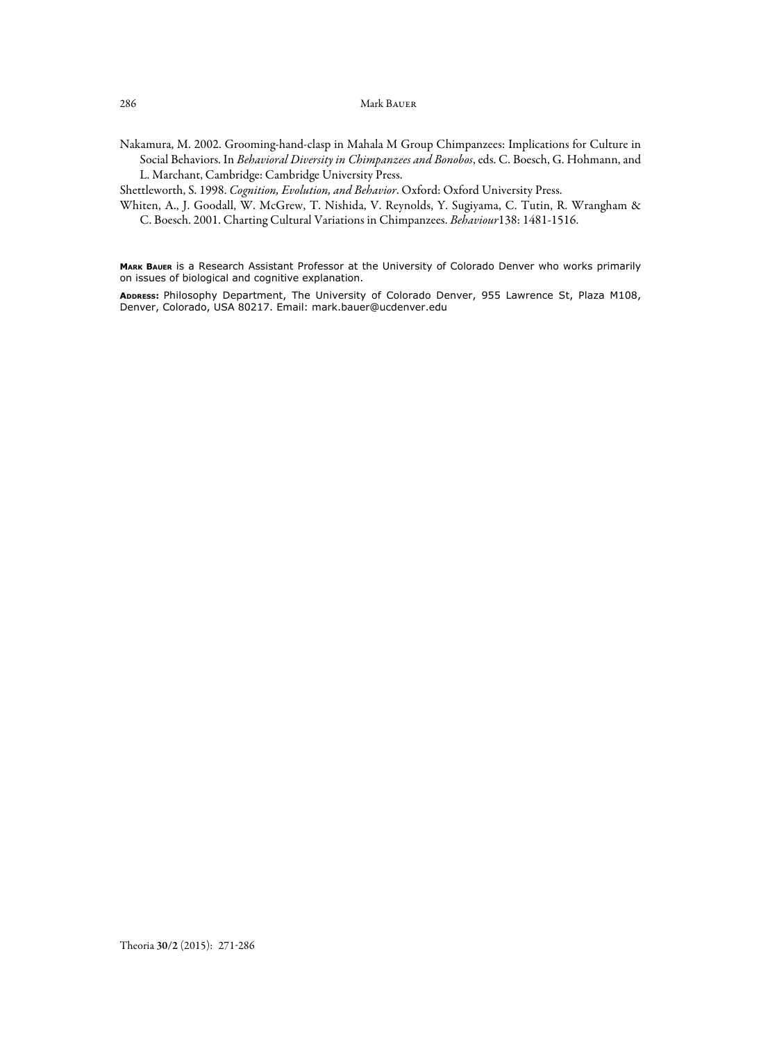Nakamura, M. 2002. Grooming-hand-clasp in Mahala M Group Chimpanzees: Implications for Culture in Social Behaviors. In *Behavioral Diversity in Chimpanzees and Bonobos*, eds. C. Boesch, G. Hohmann, and L. Marchant, Cambridge: Cambridge University Press.

Shettleworth, S. 1998. *Cognition, Evolution, and Behavior*. Oxford: Oxford University Press.

Whiten, A., J. Goodall, W. McGrew, T. Nishida, V. Reynolds, Y. Sugiyama, C. Tutin, R. Wrangham & C. Boesch. 2001. Charting Cultural Variations in Chimpanzees. *Behaviour*138: 1481-1516.

**Mark Bauer** is a Research Assistant Professor at the University of Colorado Denver who works primarily on issues of biological and cognitive explanation.

**Address:** Philosophy Department, The University of Colorado Denver, 955 Lawrence St, Plaza M108, Denver, Colorado, USA 80217. Email: mark.bauer@ucdenver.edu